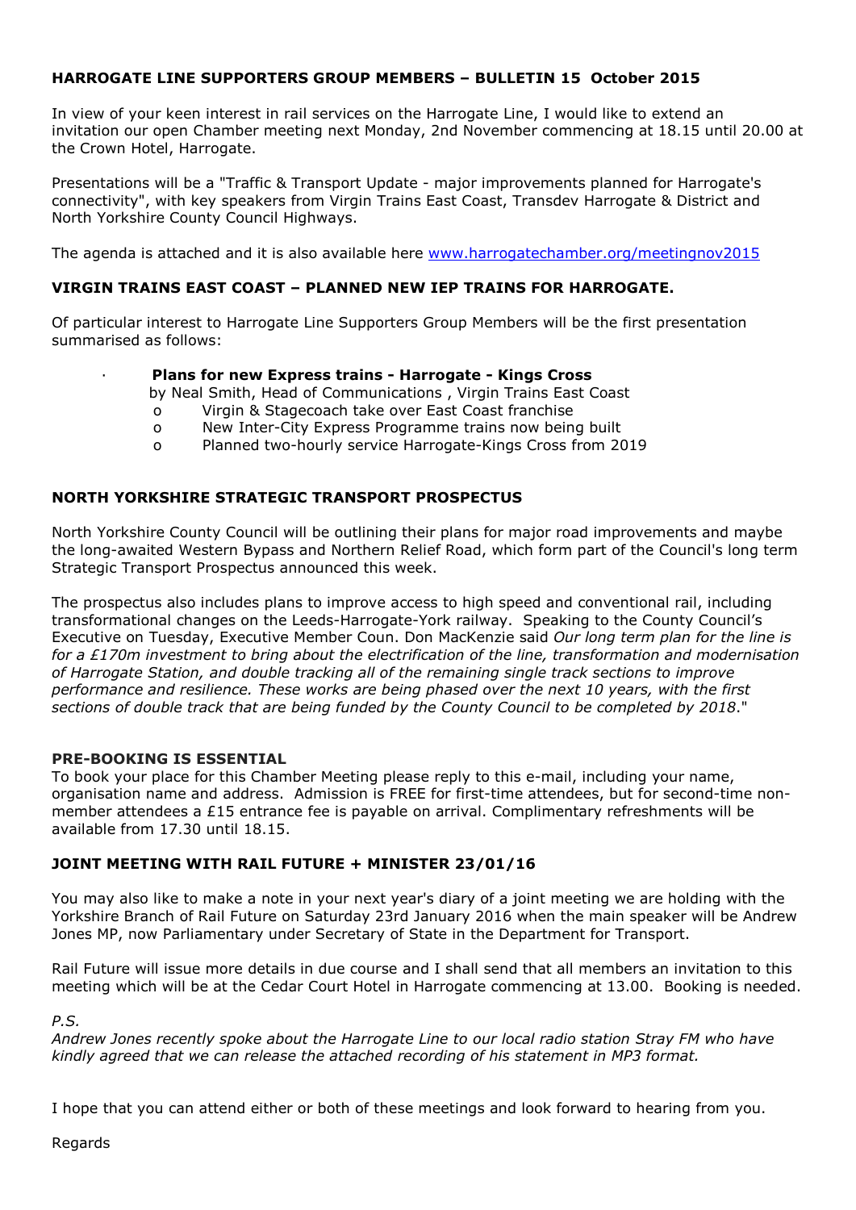## HARROGATE LINE SUPPORTERS GROUP MEMBERS – BULLETIN 15 October 2015

In view of your keen interest in rail services on the Harrogate Line, I would like to extend an invitation our open Chamber meeting next Monday, 2nd November commencing at 18.15 until 20.00 at the Crown Hotel, Harrogate.

Presentations will be a "Traffic & Transport Update - major improvements planned for Harrogate's connectivity", with key speakers from Virgin Trains East Coast, Transdev Harrogate & District and North Yorkshire County Council Highways.

The agenda is attached and it is also available here [www.harrogatechamber.org/meetingnov2015](www.harrogatechamber.org/meetingnov2015)

## VIRGIN TRAINS EAST COAST – PLANNED NEW IEP TRAINS FOR HARROGATE.

Of particular interest to Harrogate Line Supporters Group Members will be the first presentation summarised as follows:

- **Plans for new Express trains - Harrogate - Kings Cross**
  by Neal Smith, Head of Communications , Virgin Trains East Coast
  - Virgin & Stagecoach take over East Coast franchise
  - New Inter-City Express Programme trains now being built
  - Planned two-hourly service Harrogate-Kings Cross from 2019

## NORTH YORKSHIRE STRATEGIC TRANSPORT PROSPECTUS

North Yorkshire County Council will be outlining their plans for major road improvements and maybe the long-awaited Western Bypass and Northern Relief Road, which form part of the Council's long term Strategic Transport Prospectus announced this week.

The prospectus also includes plans to improve access to high speed and conventional rail, including transformational changes on the Leeds-Harrogate-York railway. Speaking to the County Council's Executive on Tuesday, Executive Member Coun. Don MacKenzie said *Our long term plan for the line is for a £170m investment to bring about the electrification of the line, transformation and modernisation of Harrogate Station, and double tracking all of the remaining single track sections to improve performance and resilience. These works are being phased over the next 10 years, with the first sections of double track that are being funded by the County Council to be completed by 2018*."

### PRE-BOOKING IS ESSENTIAL

To book your place for this Chamber Meeting please reply to this e-mail, including your name, organisation name and address. Admission is FREE for first-time attendees, but for second-time non-member attendees a £15 entrance fee is payable on arrival. Complimentary refreshments will be available from 17.30 until 18.15.

## JOINT MEETING WITH RAIL FUTURE + MINISTER 23/01/16

You may also like to make a note in your next year's diary of a joint meeting we are holding with the Yorkshire Branch of Rail Future on Saturday 23rd January 2016 when the main speaker will be Andrew Jones MP, now Parliamentary under Secretary of State in the Department for Transport.

Rail Future will issue more details in due course and I shall send that all members an invitation to this meeting which will be at the Cedar Court Hotel in Harrogate commencing at 13.00. Booking is needed.

*P.S.*
*Andrew Jones recently spoke about the Harrogate Line to our local radio station Stray FM who have kindly agreed that we can release the attached recording of his statement in MP3 format.*

I hope that you can attend either or both of these meetings and look forward to hearing from you.

Regards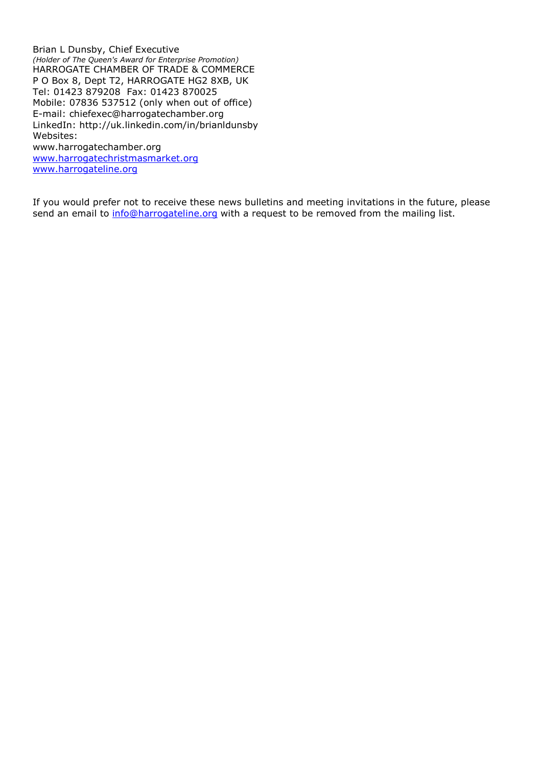Brian L Dunsby, Chief Executive  
*(Holder of The Queen's Award for Enterprise Promotion)*  
HARROGATE CHAMBER OF TRADE & COMMERCE  
P O Box 8, Dept T2, HARROGATE HG2 8XB, UK  
Tel: 01423 879208  Fax: 01423 870025  
Mobile: 07836 537512 (only when out of office)  
E-mail: chiefexec@harrogatechamber.org  
LinkedIn: http://uk.linkedin.com/in/brianldunsby  
Websites:  
www.harrogatechamber.org  
www.harrogatechristmasmarket.org  
www.harrogateline.org

If you would prefer not to receive these news bulletins and meeting invitations in the future, please send an email to info@harrogateline.org with a request to be removed from the mailing list.